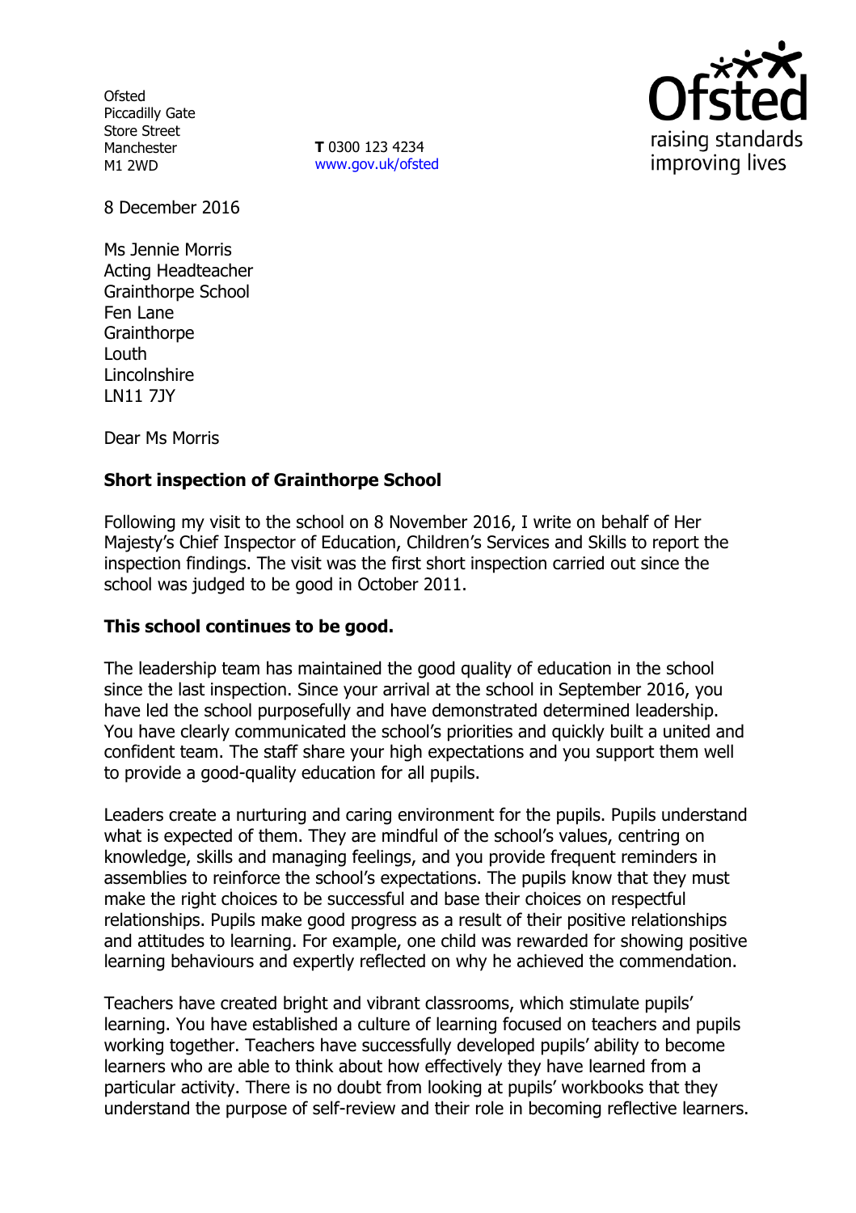Ofsted
Piccadilly Gate
Store Street
Manchester
M1 2WD

**T** 0300 123 4234
www.gov.uk/ofsted

8 December 2016

Ms Jennie Morris
Acting Headteacher
Grainthorpe School
Fen Lane
Grainthorpe
Louth
Lincolnshire
LN11 7JY

Dear Ms Morris

**Short inspection of Grainthorpe School**

Following my visit to the school on 8 November 2016, I write on behalf of Her Majesty's Chief Inspector of Education, Children's Services and Skills to report the inspection findings. The visit was the first short inspection carried out since the school was judged to be good in October 2011.

**This school continues to be good.**

The leadership team has maintained the good quality of education in the school since the last inspection. Since your arrival at the school in September 2016, you have led the school purposefully and have demonstrated determined leadership. You have clearly communicated the school's priorities and quickly built a united and confident team. The staff share your high expectations and you support them well to provide a good-quality education for all pupils.

Leaders create a nurturing and caring environment for the pupils. Pupils understand what is expected of them. They are mindful of the school's values, centring on knowledge, skills and managing feelings, and you provide frequent reminders in assemblies to reinforce the school's expectations. The pupils know that they must make the right choices to be successful and base their choices on respectful relationships. Pupils make good progress as a result of their positive relationships and attitudes to learning. For example, one child was rewarded for showing positive learning behaviours and expertly reflected on why he achieved the commendation.

Teachers have created bright and vibrant classrooms, which stimulate pupils' learning. You have established a culture of learning focused on teachers and pupils working together. Teachers have successfully developed pupils' ability to become learners who are able to think about how effectively they have learned from a particular activity. There is no doubt from looking at pupils' workbooks that they understand the purpose of self-review and their role in becoming reflective learners.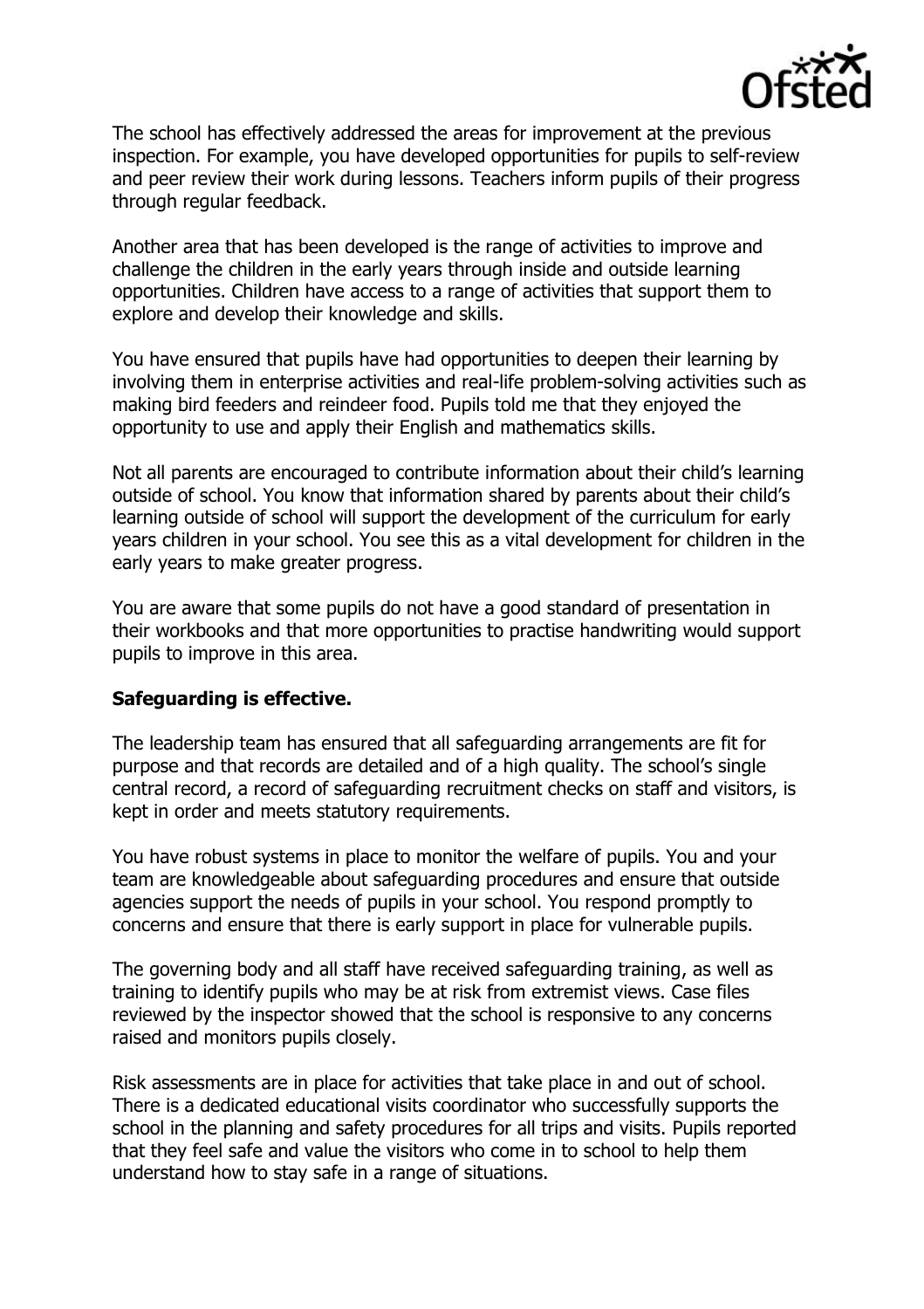The school has effectively addressed the areas for improvement at the previous inspection. For example, you have developed opportunities for pupils to self-review and peer review their work during lessons. Teachers inform pupils of their progress through regular feedback.

Another area that has been developed is the range of activities to improve and challenge the children in the early years through inside and outside learning opportunities. Children have access to a range of activities that support them to explore and develop their knowledge and skills.

You have ensured that pupils have had opportunities to deepen their learning by involving them in enterprise activities and real-life problem-solving activities such as making bird feeders and reindeer food. Pupils told me that they enjoyed the opportunity to use and apply their English and mathematics skills.

Not all parents are encouraged to contribute information about their child's learning outside of school. You know that information shared by parents about their child's learning outside of school will support the development of the curriculum for early years children in your school. You see this as a vital development for children in the early years to make greater progress.

You are aware that some pupils do not have a good standard of presentation in their workbooks and that more opportunities to practise handwriting would support pupils to improve in this area.

**Safeguarding is effective.**

The leadership team has ensured that all safeguarding arrangements are fit for purpose and that records are detailed and of a high quality. The school's single central record, a record of safeguarding recruitment checks on staff and visitors, is kept in order and meets statutory requirements.

You have robust systems in place to monitor the welfare of pupils. You and your team are knowledgeable about safeguarding procedures and ensure that outside agencies support the needs of pupils in your school. You respond promptly to concerns and ensure that there is early support in place for vulnerable pupils.

The governing body and all staff have received safeguarding training, as well as training to identify pupils who may be at risk from extremist views. Case files reviewed by the inspector showed that the school is responsive to any concerns raised and monitors pupils closely.

Risk assessments are in place for activities that take place in and out of school. There is a dedicated educational visits coordinator who successfully supports the school in the planning and safety procedures for all trips and visits. Pupils reported that they feel safe and value the visitors who come in to school to help them understand how to stay safe in a range of situations.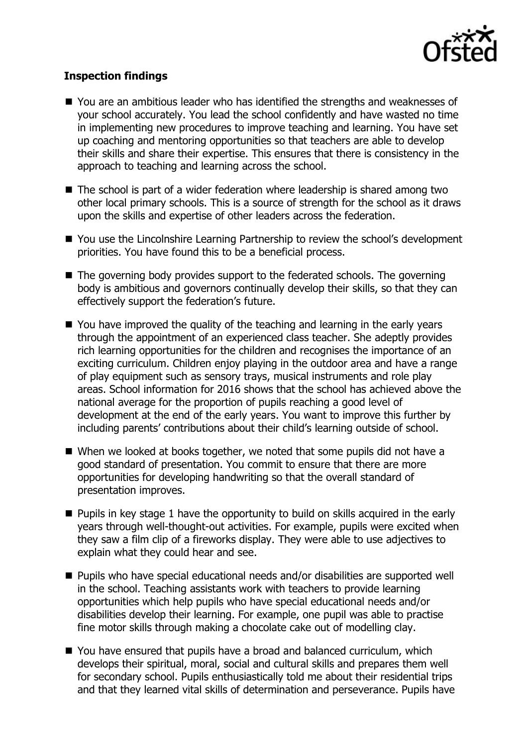**Inspection findings**

- You are an ambitious leader who has identified the strengths and weaknesses of your school accurately. You lead the school confidently and have wasted no time in implementing new procedures to improve teaching and learning. You have set up coaching and mentoring opportunities so that teachers are able to develop their skills and share their expertise. This ensures that there is consistency in the approach to teaching and learning across the school.
- The school is part of a wider federation where leadership is shared among two other local primary schools. This is a source of strength for the school as it draws upon the skills and expertise of other leaders across the federation.
- You use the Lincolnshire Learning Partnership to review the school's development priorities. You have found this to be a beneficial process.
- The governing body provides support to the federated schools. The governing body is ambitious and governors continually develop their skills, so that they can effectively support the federation's future.
- You have improved the quality of the teaching and learning in the early years through the appointment of an experienced class teacher. She adeptly provides rich learning opportunities for the children and recognises the importance of an exciting curriculum. Children enjoy playing in the outdoor area and have a range of play equipment such as sensory trays, musical instruments and role play areas. School information for 2016 shows that the school has achieved above the national average for the proportion of pupils reaching a good level of development at the end of the early years. You want to improve this further by including parents' contributions about their child's learning outside of school.
- When we looked at books together, we noted that some pupils did not have a good standard of presentation. You commit to ensure that there are more opportunities for developing handwriting so that the overall standard of presentation improves.
- Pupils in key stage 1 have the opportunity to build on skills acquired in the early years through well-thought-out activities. For example, pupils were excited when they saw a film clip of a fireworks display. They were able to use adjectives to explain what they could hear and see.
- Pupils who have special educational needs and/or disabilities are supported well in the school. Teaching assistants work with teachers to provide learning opportunities which help pupils who have special educational needs and/or disabilities develop their learning. For example, one pupil was able to practise fine motor skills through making a chocolate cake out of modelling clay.
- You have ensured that pupils have a broad and balanced curriculum, which develops their spiritual, moral, social and cultural skills and prepares them well for secondary school. Pupils enthusiastically told me about their residential trips and that they learned vital skills of determination and perseverance. Pupils have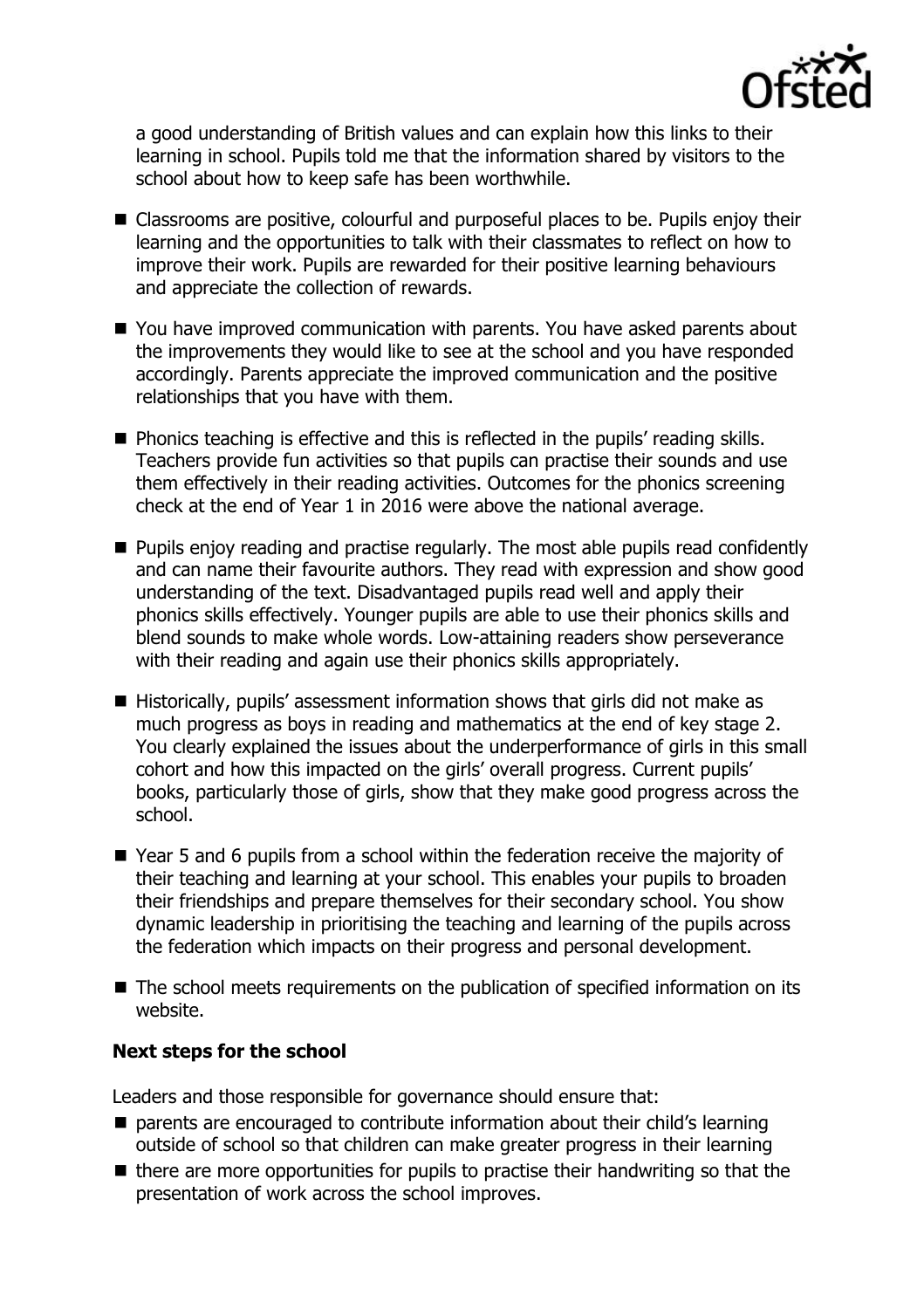a good understanding of British values and can explain how this links to their learning in school. Pupils told me that the information shared by visitors to the school about how to keep safe has been worthwhile.

- Classrooms are positive, colourful and purposeful places to be. Pupils enjoy their learning and the opportunities to talk with their classmates to reflect on how to improve their work. Pupils are rewarded for their positive learning behaviours and appreciate the collection of rewards.
- You have improved communication with parents. You have asked parents about the improvements they would like to see at the school and you have responded accordingly. Parents appreciate the improved communication and the positive relationships that you have with them.
- Phonics teaching is effective and this is reflected in the pupils' reading skills. Teachers provide fun activities so that pupils can practise their sounds and use them effectively in their reading activities. Outcomes for the phonics screening check at the end of Year 1 in 2016 were above the national average.
- Pupils enjoy reading and practise regularly. The most able pupils read confidently and can name their favourite authors. They read with expression and show good understanding of the text. Disadvantaged pupils read well and apply their phonics skills effectively. Younger pupils are able to use their phonics skills and blend sounds to make whole words. Low-attaining readers show perseverance with their reading and again use their phonics skills appropriately.
- Historically, pupils' assessment information shows that girls did not make as much progress as boys in reading and mathematics at the end of key stage 2. You clearly explained the issues about the underperformance of girls in this small cohort and how this impacted on the girls' overall progress. Current pupils' books, particularly those of girls, show that they make good progress across the school.
- Year 5 and 6 pupils from a school within the federation receive the majority of their teaching and learning at your school. This enables your pupils to broaden their friendships and prepare themselves for their secondary school. You show dynamic leadership in prioritising the teaching and learning of the pupils across the federation which impacts on their progress and personal development.
- The school meets requirements on the publication of specified information on its website.

**Next steps for the school**

Leaders and those responsible for governance should ensure that:

- parents are encouraged to contribute information about their child's learning outside of school so that children can make greater progress in their learning
- there are more opportunities for pupils to practise their handwriting so that the presentation of work across the school improves.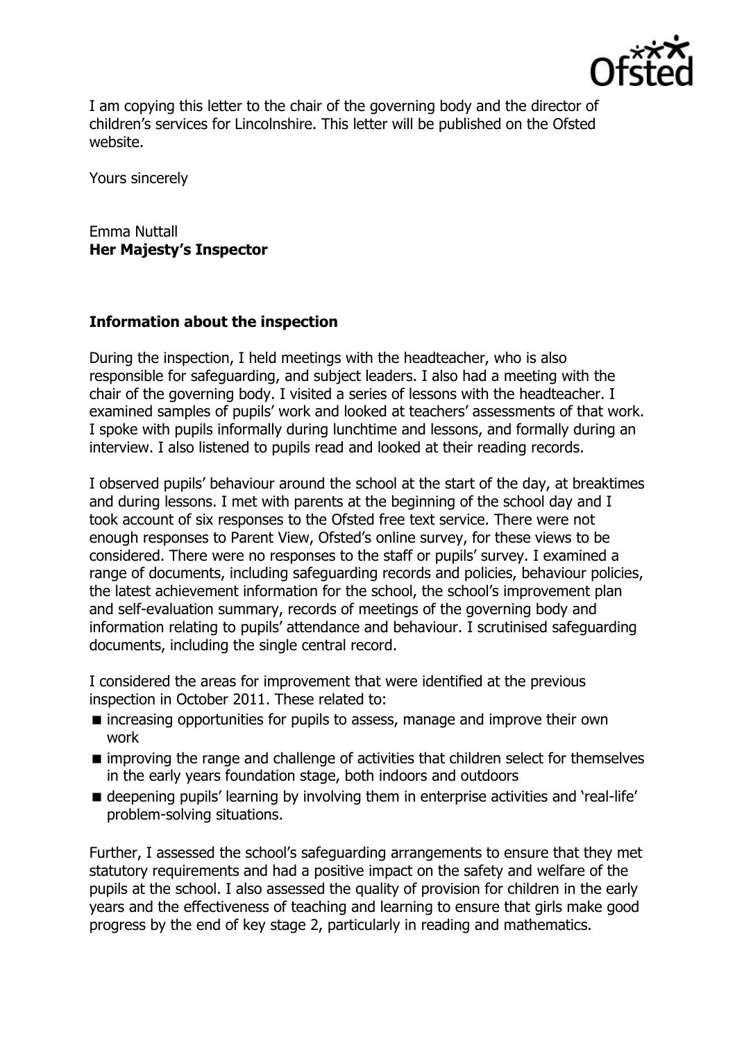I am copying this letter to the chair of the governing body and the director of children's services for Lincolnshire. This letter will be published on the Ofsted website.

Yours sincerely

Emma Nuttall
**Her Majesty's Inspector**

## Information about the inspection

During the inspection, I held meetings with the headteacher, who is also responsible for safeguarding, and subject leaders. I also had a meeting with the chair of the governing body. I visited a series of lessons with the headteacher. I examined samples of pupils' work and looked at teachers' assessments of that work. I spoke with pupils informally during lunchtime and lessons, and formally during an interview. I also listened to pupils read and looked at their reading records.

I observed pupils' behaviour around the school at the start of the day, at breaktimes and during lessons. I met with parents at the beginning of the school day and I took account of six responses to the Ofsted free text service. There were not enough responses to Parent View, Ofsted's online survey, for these views to be considered. There were no responses to the staff or pupils' survey. I examined a range of documents, including safeguarding records and policies, behaviour policies, the latest achievement information for the school, the school's improvement plan and self-evaluation summary, records of meetings of the governing body and information relating to pupils' attendance and behaviour. I scrutinised safeguarding documents, including the single central record.

I considered the areas for improvement that were identified at the previous inspection in October 2011. These related to:

- increasing opportunities for pupils to assess, manage and improve their own work
- improving the range and challenge of activities that children select for themselves in the early years foundation stage, both indoors and outdoors
- deepening pupils' learning by involving them in enterprise activities and 'real-life' problem-solving situations.

Further, I assessed the school's safeguarding arrangements to ensure that they met statutory requirements and had a positive impact on the safety and welfare of the pupils at the school. I also assessed the quality of provision for children in the early years and the effectiveness of teaching and learning to ensure that girls make good progress by the end of key stage 2, particularly in reading and mathematics.